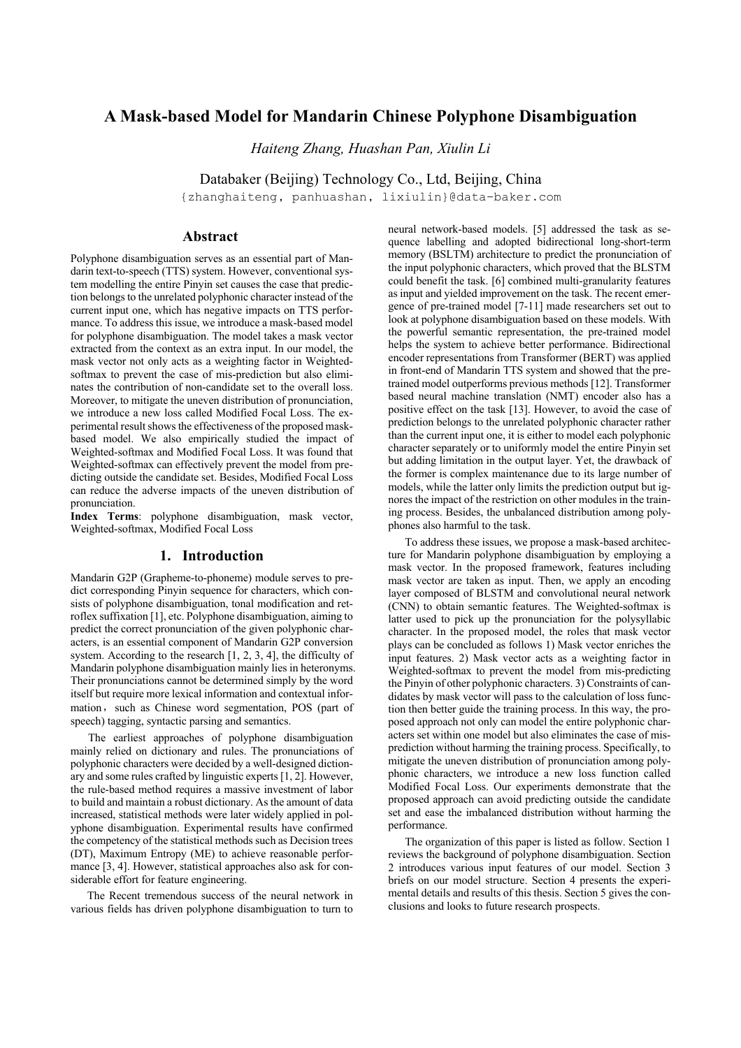# A Mask-based Model for Mandarin Chinese Polyphone Disambiguation

*Haiteng Zhang, Huashan Pan, Xiulin Li*

Databaker (Beijing) Technology Co., Ltd, Beijing, China

{zhanghaiteng, panhuashan, lixiulin}@data-baker.com

## Abstract

Polyphone disambiguation serves as an essential part of Mandarin text-to-speech (TTS) system. However, conventional system modelling the entire Pinyin set causes the case that prediction belongs to the unrelated polyphonic character instead of the current input one, which has negative impacts on TTS performance. To address this issue, we introduce a mask-based model for polyphone disambiguation. The model takes a mask vector extracted from the context as an extra input. In our model, the mask vector not only acts as a weighting factor in Weighted-softmax to prevent the case of mis-prediction but also eliminates the contribution of non-candidate set to the overall loss. Moreover, to mitigate the uneven distribution of pronunciation, we introduce a new loss called Modified Focal Loss. The experimental result shows the effectiveness of the proposed mask-based model. We also empirically studied the impact of Weighted-softmax and Modified Focal Loss. It was found that Weighted-softmax can effectively prevent the model from predicting outside the candidate set. Besides, Modified Focal Loss can reduce the adverse impacts of the uneven distribution of pronunciation.

**Index Terms**: polyphone disambiguation, mask vector, Weighted-softmax, Modified Focal Loss

## 1. Introduction

Mandarin G2P (Grapheme-to-phoneme) module serves to predict corresponding Pinyin sequence for characters, which consists of polyphone disambiguation, tonal modification and retroflex suffixation [1], etc. Polyphone disambiguation, aiming to predict the correct pronunciation of the given polyphonic characters, is an essential component of Mandarin G2P conversion system. According to the research [1, 2, 3, 4], the difficulty of Mandarin polyphone disambiguation mainly lies in heteronyms. Their pronunciations cannot be determined simply by the word itself but require more lexical information and contextual information，such as Chinese word segmentation, POS (part of speech) tagging, syntactic parsing and semantics.

The earliest approaches of polyphone disambiguation mainly relied on dictionary and rules. The pronunciations of polyphonic characters were decided by a well-designed dictionary and some rules crafted by linguistic experts [1, 2]. However, the rule-based method requires a massive investment of labor to build and maintain a robust dictionary. As the amount of data increased, statistical methods were later widely applied in polyphone disambiguation. Experimental results have confirmed the competency of the statistical methods such as Decision trees (DT), Maximum Entropy (ME) to achieve reasonable performance [3, 4]. However, statistical approaches also ask for considerable effort for feature engineering.

The Recent tremendous success of the neural network in various fields has driven polyphone disambiguation to turn to neural network-based models. [5] addressed the task as sequence labelling and adopted bidirectional long-short-term memory (BSLTM) architecture to predict the pronunciation of the input polyphonic characters, which proved that the BLSTM could benefit the task. [6] combined multi-granularity features as input and yielded improvement on the task. The recent emergence of pre-trained model [7-11] made researchers set out to look at polyphone disambiguation based on these models. With the powerful semantic representation, the pre-trained model helps the system to achieve better performance. Bidirectional encoder representations from Transformer (BERT) was applied in front-end of Mandarin TTS system and showed that the pre-trained model outperforms previous methods [12]. Transformer based neural machine translation (NMT) encoder also has a positive effect on the task [13]. However, to avoid the case of prediction belongs to the unrelated polyphonic character rather than the current input one, it is either to model each polyphonic character separately or to uniformly model the entire Pinyin set but adding limitation in the output layer. Yet, the drawback of the former is complex maintenance due to its large number of models, while the latter only limits the prediction output but ignores the impact of the restriction on other modules in the training process. Besides, the unbalanced distribution among polyphones also harmful to the task.

To address these issues, we propose a mask-based architecture for Mandarin polyphone disambiguation by employing a mask vector. In the proposed framework, features including mask vector are taken as input. Then, we apply an encoding layer composed of BLSTM and convolutional neural network (CNN) to obtain semantic features. The Weighted-softmax is latter used to pick up the pronunciation for the polysyllabic character. In the proposed model, the roles that mask vector plays can be concluded as follows 1) Mask vector enriches the input features. 2) Mask vector acts as a weighting factor in Weighted-softmax to prevent the model from mis-predicting the Pinyin of other polyphonic characters. 3) Constraints of candidates by mask vector will pass to the calculation of loss function then better guide the training process. In this way, the proposed approach not only can model the entire polyphonic characters set within one model but also eliminates the case of mis-prediction without harming the training process. Specifically, to mitigate the uneven distribution of pronunciation among polyphonic characters, we introduce a new loss function called Modified Focal Loss. Our experiments demonstrate that the proposed approach can avoid predicting outside the candidate set and ease the imbalanced distribution without harming the performance.

The organization of this paper is listed as follow. Section 1 reviews the background of polyphone disambiguation. Section 2 introduces various input features of our model. Section 3 briefs on our model structure. Section 4 presents the experimental details and results of this thesis. Section 5 gives the conclusions and looks to future research prospects.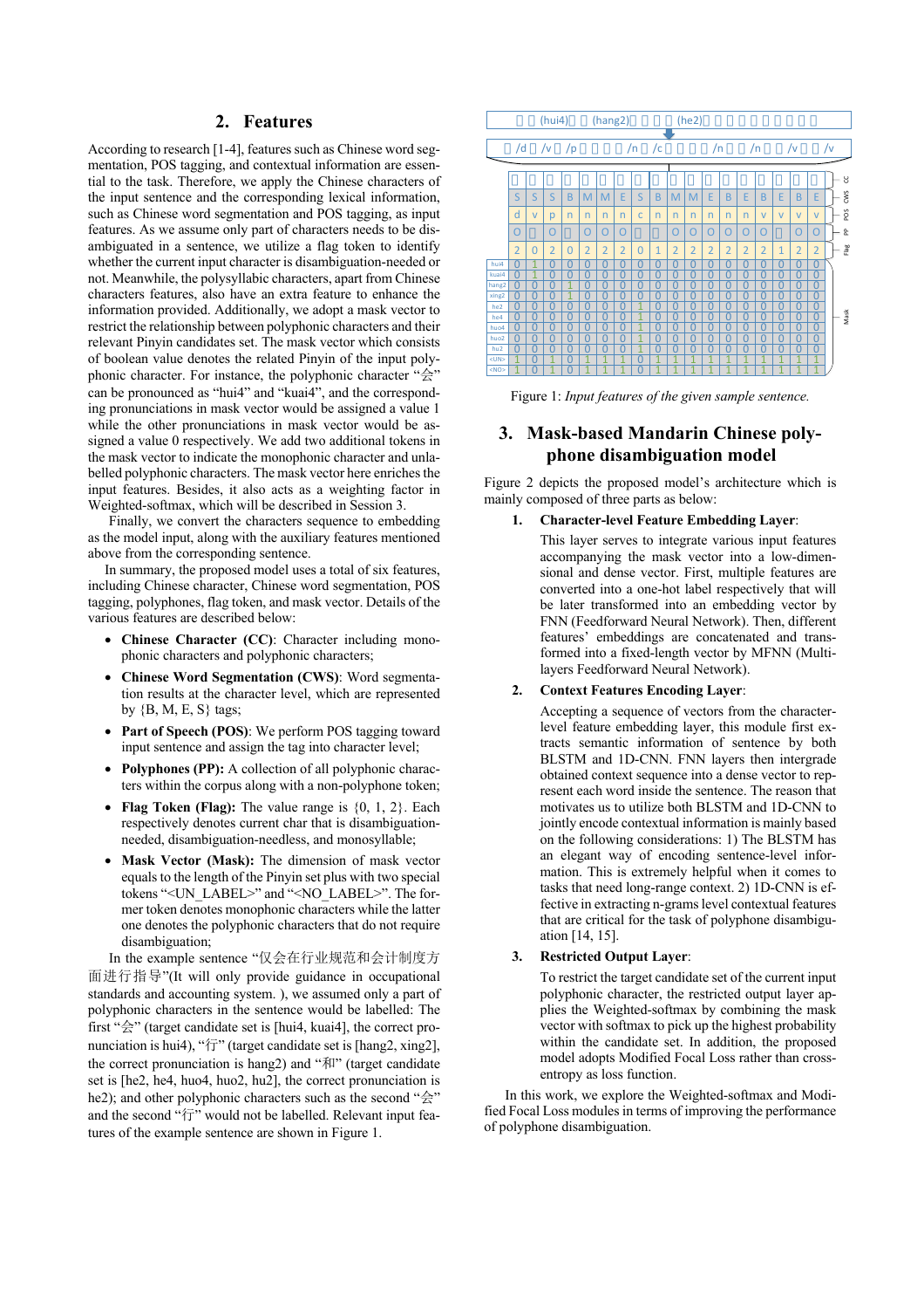## 2. Features

According to research [1-4], features such as Chinese word segmentation, POS tagging, and contextual information are essential to the task. Therefore, we apply the Chinese characters of the input sentence and the corresponding lexical information, such as Chinese word segmentation and POS tagging, as input features. As we assume only part of characters needs to be disambiguated in a sentence, we utilize a flag token to identify whether the current input character is disambiguation-needed or not. Meanwhile, the polysyllabic characters, apart from Chinese characters features, also have an extra feature to enhance the information provided. Additionally, we adopt a mask vector to restrict the relationship between polyphonic characters and their relevant Pinyin candidates set. The mask vector which consists of boolean value denotes the related Pinyin of the input polyphonic character. For instance, the polyphonic character "会" can be pronounced as "hui4" and "kuai4", and the corresponding pronunciations in mask vector would be assigned a value 1 while the other pronunciations in mask vector would be assigned a value 0 respectively. We add two additional tokens in the mask vector to indicate the monophonic character and unlabelled polyphonic characters. The mask vector here enriches the input features. Besides, it also acts as a weighting factor in Weighted-softmax, which will be described in Session 3.

Finally, we convert the characters sequence to embedding as the model input, along with the auxiliary features mentioned above from the corresponding sentence.

In summary, the proposed model uses a total of six features, including Chinese character, Chinese word segmentation, POS tagging, polyphones, flag token, and mask vector. Details of the various features are described below:

- **Chinese Character (CC)**: Character including monophonic characters and polyphonic characters;
- **Chinese Word Segmentation (CWS)**: Word segmentation results at the character level, which are represented by {B, M, E, S} tags;
- **Part of Speech (POS)**: We perform POS tagging toward input sentence and assign the tag into character level;
- **Polyphones (PP):** A collection of all polyphonic characters within the corpus along with a non-polyphone token;
- **Flag Token (Flag):** The value range is {0, 1, 2}. Each respectively denotes current char that is disambiguation-needed, disambiguation-needless, and monosyllable;
- **Mask Vector (Mask):** The dimension of mask vector equals to the length of the Pinyin set plus with two special tokens "<UN_LABEL>" and "<NO_LABEL>". The former token denotes monophonic characters while the latter one denotes the polyphonic characters that do not require disambiguation;

In the example sentence "仅会在行业规范和会计制度方面进行指导"(It will only provide guidance in occupational standards and accounting system. ), we assumed only a part of polyphonic characters in the sentence would be labelled: The first "会" (target candidate set is [hui4, kuai4], the correct pronunciation is hui4), "行" (target candidate set is [hang2, xing2], the correct pronunciation is hang2) and "和" (target candidate set is [he2, he4, huo4, huo2, hu2], the correct pronunciation is he2); and other polyphonic characters such as the second "会" and the second "行" would not be labelled. Relevant input features of the example sentence are shown in Figure 1.

Figure 1: *Input features of the given sample sentence.*

## 3. Mask-based Mandarin Chinese polyphone disambiguation model

Figure 2 depicts the proposed model's architecture which is mainly composed of three parts as below:

1. **Character-level Feature Embedding Layer**:

   This layer serves to integrate various input features accompanying the mask vector into a low-dimensional and dense vector. First, multiple features are converted into a one-hot label respectively that will be later transformed into an embedding vector by FNN (Feedforward Neural Network). Then, different features' embeddings are concatenated and transformed into a fixed-length vector by MFNN (Multi-layers Feedforward Neural Network).

2. **Context Features Encoding Layer**:

   Accepting a sequence of vectors from the character-level feature embedding layer, this module first extracts semantic information of sentence by both BLSTM and 1D-CNN. FNN layers then intergrade obtained context sequence into a dense vector to represent each word inside the sentence. The reason that motivates us to utilize both BLSTM and 1D-CNN to jointly encode contextual information is mainly based on the following considerations: 1) The BLSTM has an elegant way of encoding sentence-level information. This is extremely helpful when it comes to tasks that need long-range context. 2) 1D-CNN is effective in extracting n-grams level contextual features that are critical for the task of polyphone disambiguation [14, 15].

3. **Restricted Output Layer**:

   To restrict the target candidate set of the current input polyphonic character, the restricted output layer applies the Weighted-softmax by combining the mask vector with softmax to pick up the highest probability within the candidate set. In addition, the proposed model adopts Modified Focal Loss rather than cross-entropy as loss function.

In this work, we explore the Weighted-softmax and Modified Focal Loss modules in terms of improving the performance of polyphone disambiguation.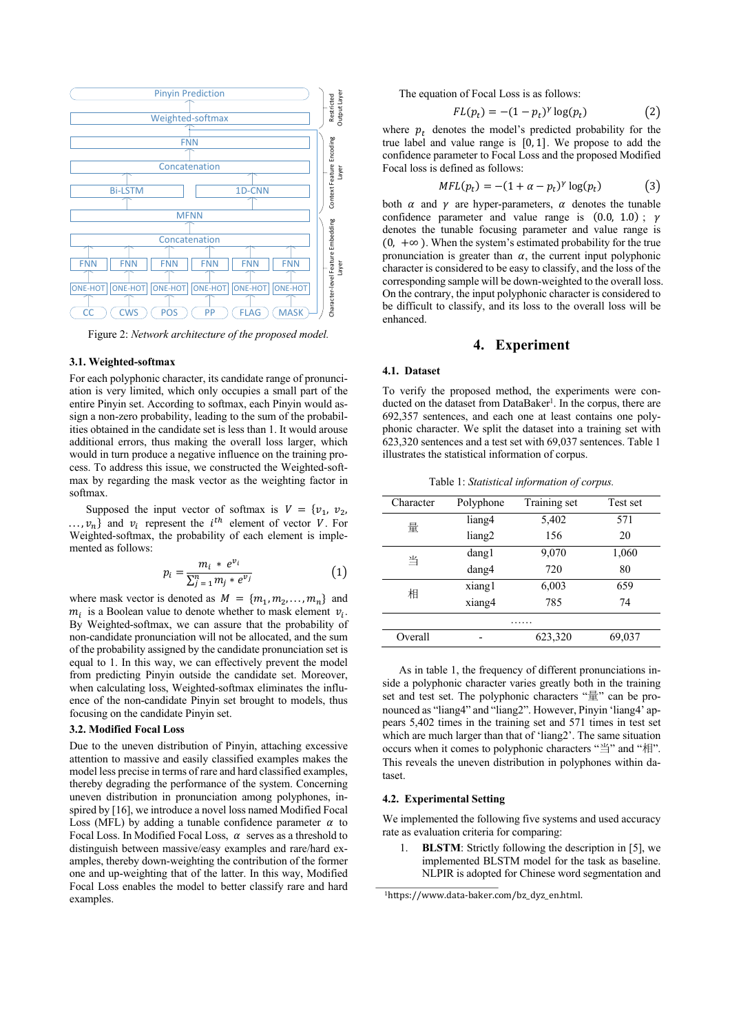Figure 2: *Network architecture of the proposed model.*

### 3.1. Weighted-softmax

For each polyphonic character, its candidate range of pronunciation is very limited, which only occupies a small part of the entire Pinyin set. According to softmax, each Pinyin would assign a non-zero probability, leading to the sum of the probabilities obtained in the candidate set is less than 1. It would cause additional errors, thus making the overall loss larger, which would in turn produce a negative influence on the training process. To address this issue, we constructed the Weighted-softmax by regarding the mask vector as the weighting factor in softmax.

Supposed the input vector of softmax is $V = \{v_1, v_2, \ldots, v_n\}$ and $v_i$ represent the $i^{th}$ element of vector $V$. For Weighted-softmax, the probability of each element is implemented as follows:

$$p_i = \frac{m_i * e^{v_i}}{\sum_{j=1}^{n} m_j * e^{v_j}} \quad (1)$$

where mask vector is denoted as $M = \{m_1, m_2, \ldots, m_n\}$ and $m_i$ is a Boolean value to denote whether to mask element $v_i$. By Weighted-softmax, we can assure that the probability of non-candidate pronunciation will not be allocated, and the sum of the probability assigned by the candidate pronunciation set is equal to 1. In this way, we can effectively prevent the model from predicting Pinyin outside the candidate set. Moreover, when calculating loss, Weighted-softmax eliminates the influence of the non-candidate Pinyin set brought to models, thus focusing on the candidate Pinyin set.

### 3.2. Modified Focal Loss

Due to the uneven distribution of Pinyin, attaching excessive attention to massive and easily classified examples makes the model less precise in terms of rare and hard classified examples, thereby degrading the performance of the system. Concerning uneven distribution in pronunciation among polyphones, inspired by [16], we introduce a novel loss named Modified Focal Loss (MFL) by adding a tunable confidence parameter $\alpha$ to Focal Loss. In Modified Focal Loss, $\alpha$ serves as a threshold to distinguish between massive/easy examples and rare/hard examples, thereby down-weighting the contribution of the former one and up-weighting that of the latter. In this way, Modified Focal Loss enables the model to better classify rare and hard examples.

The equation of Focal Loss is as follows:

$$FL(p_t) = -(1 - p_t)^{\gamma} \log(p_t) \quad (2)$$

where $p_t$ denotes the model's predicted probability for the true label and value range is $[0, 1]$. We propose to add the confidence parameter to Focal Loss and the proposed Modified Focal loss is defined as follows:

$$MFL(p_t) = -(1 + \alpha - p_t)^{\gamma} \log(p_t) \quad (3)$$

both $\alpha$ and $\gamma$ are hyper-parameters, $\alpha$ denotes the tunable confidence parameter and value range is $(0.0, 1.0)$; $\gamma$ denotes the tunable focusing parameter and value range is $(0, +\infty)$. When the system's estimated probability for the true pronunciation is greater than $\alpha$, the current input polyphonic character is considered to be easy to classify, and the loss of the corresponding sample will be down-weighted to the overall loss. On the contrary, the input polyphonic character is considered to be difficult to classify, and its loss to the overall loss will be enhanced.

## 4. Experiment

### 4.1. Dataset

To verify the proposed method, the experiments were conducted on the dataset from DataBaker[1]. In the corpus, there are 692,357 sentences, and each one at least contains one polyphonic character. We split the dataset into a training set with 623,320 sentences and a test set with 69,037 sentences. Table 1 illustrates the statistical information of corpus.

Table 1: *Statistical information of corpus.*

| Character | Polyphone | Training set | Test set |
|---|---|---|---|
| 量 | liang4 | 5,402 | 571 |
| | liang2 | 156 | 20 |
| 当 | dang1 | 9,070 | 1,060 |
| | dang4 | 720 | 80 |
| 相 | xiang1 | 6,003 | 659 |
| | xiang4 | 785 | 74 |
| | …… | | |
| Overall | - | 623,320 | 69,037 |

As in table 1, the frequency of different pronunciations inside a polyphonic character varies greatly both in the training set and test set. The polyphonic characters "量" can be pronounced as "liang4" and "liang2". However, Pinyin 'liang4' appears 5,402 times in the training set and 571 times in test set which are much larger than that of 'liang2'. The same situation occurs when it comes to polyphonic characters "当" and "相". This reveals the uneven distribution in polyphones within dataset.

### 4.2. Experimental Setting

We implemented the following five systems and used accuracy rate as evaluation criteria for comparing:

1. **BLSTM**: Strictly following the description in [5], we implemented BLSTM model for the task as baseline. NLPIR is adopted for Chinese word segmentation and

[1] https://www.data-baker.com/bz_dyz_en.html.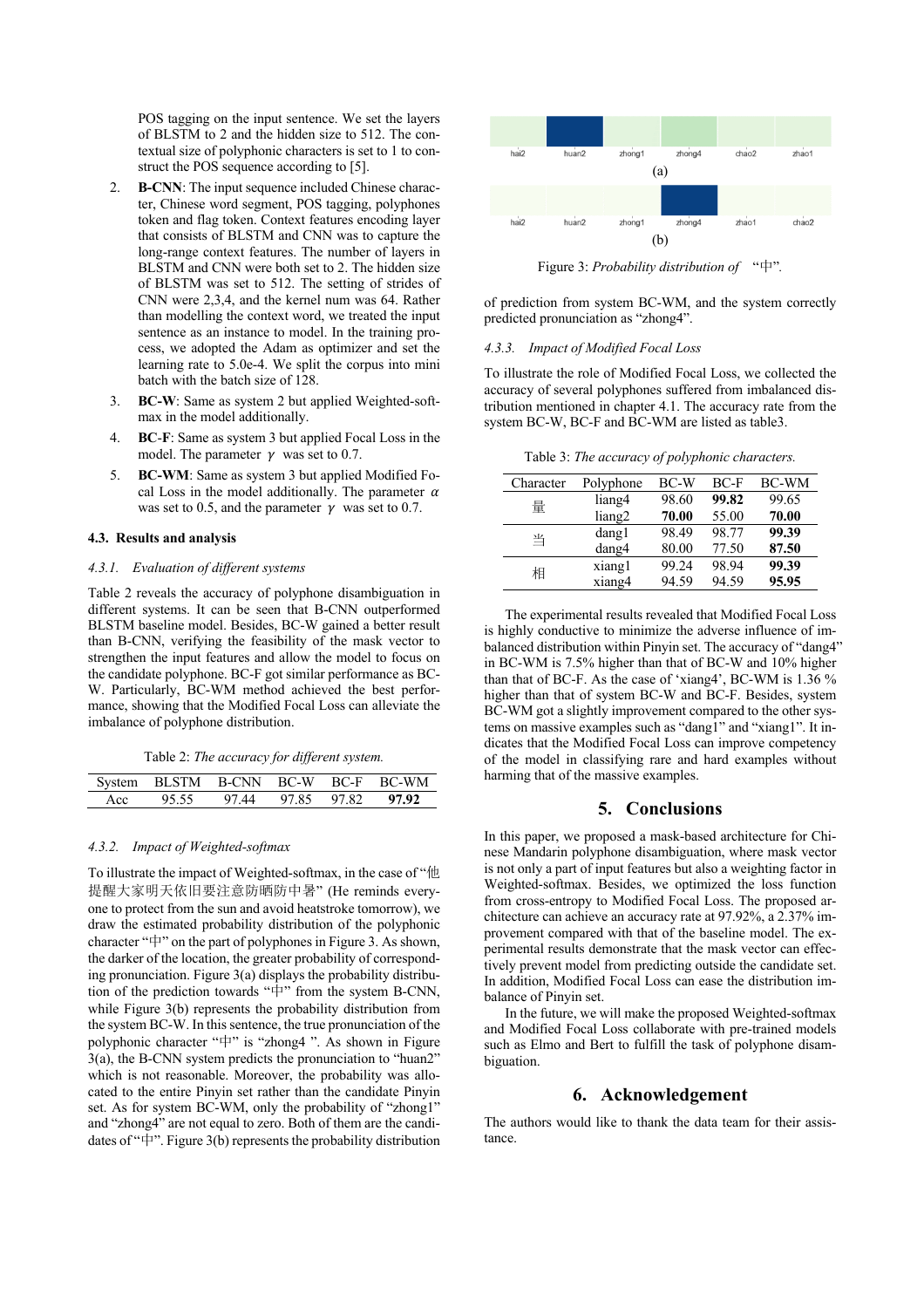POS tagging on the input sentence. We set the layers of BLSTM to 2 and the hidden size to 512. The contextual size of polyphonic characters is set to 1 to construct the POS sequence according to [5].

2. **B-CNN**: The input sequence included Chinese character, Chinese word segment, POS tagging, polyphones token and flag token. Context features encoding layer that consists of BLSTM and CNN was to capture the long-range context features. The number of layers in BLSTM and CNN were both set to 2. The hidden size of BLSTM was set to 512. The setting of strides of CNN were 2,3,4, and the kernel num was 64. Rather than modelling the context word, we treated the input sentence as an instance to model. In the training process, we adopted the Adam as optimizer and set the learning rate to 5.0e-4. We split the corpus into mini batch with the batch size of 128.
3. **BC-W**: Same as system 2 but applied Weighted-softmax in the model additionally.
4. **BC-F**: Same as system 3 but applied Focal Loss in the model. The parameter $\gamma$ was set to 0.7.
5. **BC-WM**: Same as system 3 but applied Modified Focal Loss in the model additionally. The parameter $\alpha$ was set to 0.5, and the parameter $\gamma$ was set to 0.7.

### 4.3. Results and analysis

#### *4.3.1. Evaluation of different systems*

Table 2 reveals the accuracy of polyphone disambiguation in different systems. It can be seen that B-CNN outperformed BLSTM baseline model. Besides, BC-W gained a better result than B-CNN, verifying the feasibility of the mask vector to strengthen the input features and allow the model to focus on the candidate polyphone. BC-F got similar performance as BC-W. Particularly, BC-WM method achieved the best performance, showing that the Modified Focal Loss can alleviate the imbalance of polyphone distribution.

Table 2: *The accuracy for different system.*

| System | BLSTM | B-CNN | BC-W | BC-F | BC-WM |
|---|---|---|---|---|---|
| Acc | 95.55 | 97.44 | 97.85 | 97.82 | **97.92** |

#### *4.3.2. Impact of Weighted-softmax*

To illustrate the impact of Weighted-softmax, in the case of "他提醒大家明天依旧要注意防晒防中暑" (He reminds everyone to protect from the sun and avoid heatstroke tomorrow), we draw the estimated probability distribution of the polyphonic character "中" on the part of polyphones in Figure 3. As shown, the darker of the location, the greater probability of corresponding pronunciation. Figure 3(a) displays the probability distribution of the prediction towards "中" from the system B-CNN, while Figure 3(b) represents the probability distribution from the system BC-W. In this sentence, the true pronunciation of the polyphonic character "中" is "zhong4 ". As shown in Figure 3(a), the B-CNN system predicts the pronunciation to "huan2" which is not reasonable. Moreover, the probability was allocated to the entire Pinyin set rather than the candidate Pinyin set. As for system BC-WM, only the probability of "zhong1" and "zhong4" are not equal to zero. Both of them are the candidates of "中". Figure 3(b) represents the probability distribution of prediction from system BC-WM, and the system correctly predicted pronunciation as "zhong4".

(a) hai2 huan2 zhong1 zhong4 chao2 zhao1

(b) hai2 huan2 zhong1 zhong4 zhao1 chao2

Figure 3: *Probability distribution of "中".*

#### *4.3.3. Impact of Modified Focal Loss*

To illustrate the role of Modified Focal Loss, we collected the accuracy of several polyphones suffered from imbalanced distribution mentioned in chapter 4.1. The accuracy rate from the system BC-W, BC-F and BC-WM are listed as table3.

Table 3: *The accuracy of polyphonic characters.*

| Character | Polyphone | BC-W | BC-F | BC-WM |
|---|---|---|---|---|
| 量 | liang4 | 98.60 | **99.82** | 99.65 |
| | liang2 | **70.00** | 55.00 | **70.00** |
| 当 | dang1 | 98.49 | 98.77 | **99.39** |
| | dang4 | 80.00 | 77.50 | **87.50** |
| 相 | xiang1 | 99.24 | 98.94 | **99.39** |
| | xiang4 | 94.59 | 94.59 | **95.95** |

The experimental results revealed that Modified Focal Loss is highly conductive to minimize the adverse influence of imbalanced distribution within Pinyin set. The accuracy of "dang4" in BC-WM is 7.5% higher than that of BC-W and 10% higher than that of BC-F. As the case of 'xiang4', BC-WM is 1.36 % higher than that of system BC-W and BC-F. Besides, system BC-WM got a slightly improvement compared to the other systems on massive examples such as "dang1" and "xiang1". It indicates that the Modified Focal Loss can improve competency of the model in classifying rare and hard examples without harming that of the massive examples.

## 5. Conclusions

In this paper, we proposed a mask-based architecture for Chinese Mandarin polyphone disambiguation, where mask vector is not only a part of input features but also a weighting factor in Weighted-softmax. Besides, we optimized the loss function from cross-entropy to Modified Focal Loss. The proposed architecture can achieve an accuracy rate at 97.92%, a 2.37% improvement compared with that of the baseline model. The experimental results demonstrate that the mask vector can effectively prevent model from predicting outside the candidate set. In addition, Modified Focal Loss can ease the distribution imbalance of Pinyin set.

In the future, we will make the proposed Weighted-softmax and Modified Focal Loss collaborate with pre-trained models such as Elmo and Bert to fulfill the task of polyphone disambiguation.

## 6. Acknowledgement

The authors would like to thank the data team for their assistance.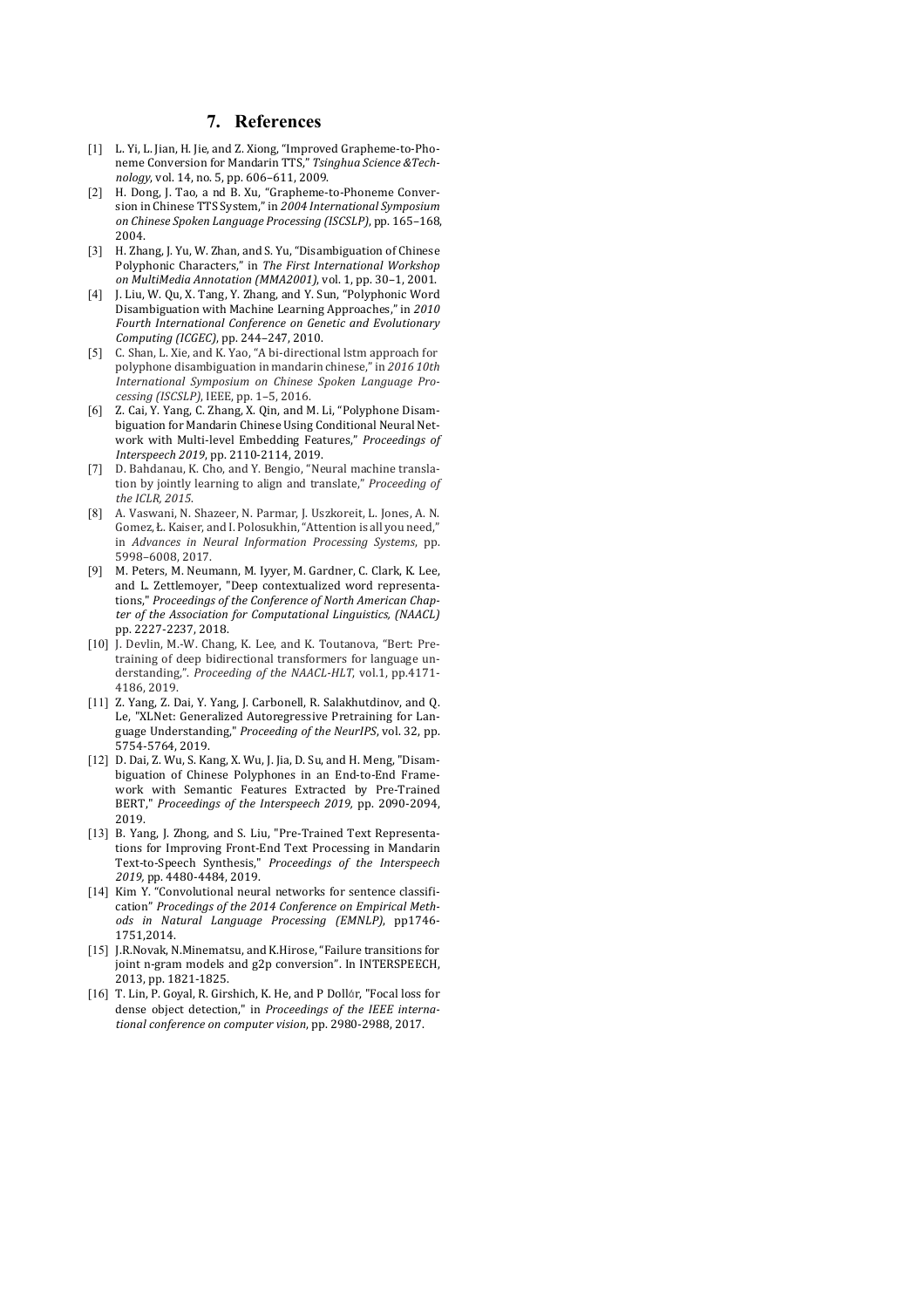## 7. References

[1] L. Yi, L. Jian, H. Jie, and Z. Xiong, "Improved Grapheme-to-Phoneme Conversion for Mandarin TTS," *Tsinghua Science &Technology*, vol. 14, no. 5, pp. 606–611, 2009.

[2] H. Dong, J. Tao, a nd B. Xu, "Grapheme-to-Phoneme Conversion in Chinese TTS System," in *2004 International Symposium on Chinese Spoken Language Processing (ISCSLP)*, pp. 165–168, 2004.

[3] H. Zhang, J. Yu, W. Zhan, and S. Yu, "Disambiguation of Chinese Polyphonic Characters," in *The First International Workshop on MultiMedia Annotation (MMA2001)*, vol. 1, pp. 30–1, 2001.

[4] J. Liu, W. Qu, X. Tang, Y. Zhang, and Y. Sun, "Polyphonic Word Disambiguation with Machine Learning Approaches," in *2010 Fourth International Conference on Genetic and Evolutionary Computing (ICGEC)*, pp. 244–247, 2010.

[5] C. Shan, L. Xie, and K. Yao, "A bi-directional lstm approach for polyphone disambiguation in mandarin chinese," in *2016 10th International Symposium on Chinese Spoken Language Processing (ISCSLP)*, IEEE, pp. 1–5, 2016.

[6] Z. Cai, Y. Yang, C. Zhang, X. Qin, and M. Li, "Polyphone Disambiguation for Mandarin Chinese Using Conditional Neural Network with Multi-level Embedding Features," *Proceedings of Interspeech 2019*, pp. 2110-2114, 2019.

[7] D. Bahdanau, K. Cho, and Y. Bengio, "Neural machine translation by jointly learning to align and translate," *Proceeding of the ICLR, 2015.*

[8] A. Vaswani, N. Shazeer, N. Parmar, J. Uszkoreit, L. Jones, A. N. Gomez, Ł. Kaiser, and I. Polosukhin, "Attention is all you need," in *Advances in Neural Information Processing Systems*, pp. 5998–6008, 2017.

[9] M. Peters, M. Neumann, M. Iyyer, M. Gardner, C. Clark, K. Lee, and L. Zettlemoyer, "Deep contextualized word representations," *Proceedings of the Conference of North American Chapter of the Association for Computational Linguistics, (NAACL)* pp. 2227-2237, 2018.

[10] J. Devlin, M.-W. Chang, K. Lee, and K. Toutanova, "Bert: Pre-training of deep bidirectional transformers for language understanding,". *Proceeding of the NAACL-HLT*, vol.1, pp.4171-4186, 2019.

[11] Z. Yang, Z. Dai, Y. Yang, J. Carbonell, R. Salakhutdinov, and Q. Le, "XLNet: Generalized Autoregressive Pretraining for Language Understanding," *Proceeding of the NeurIPS*, vol. 32, pp. 5754-5764, 2019.

[12] D. Dai, Z. Wu, S. Kang, X. Wu, J. Jia, D. Su, and H. Meng, "Disambiguation of Chinese Polyphones in an End-to-End Framework with Semantic Features Extracted by Pre-Trained BERT," *Proceedings of the Interspeech 2019,* pp. 2090-2094, 2019.

[13] B. Yang, J. Zhong, and S. Liu, "Pre-Trained Text Representations for Improving Front-End Text Processing in Mandarin Text-to-Speech Synthesis," *Proceedings of the Interspeech 2019,* pp. 4480-4484, 2019.

[14] Kim Y. "Convolutional neural networks for sentence classification" *Procedings of the 2014 Conference on Empirical Methods in Natural Language Processing (EMNLP)*, pp1746-1751,2014.

[15] J.R.Novak, N.Minematsu, and K.Hirose, "Failure transitions for joint n-gram models and g2p conversion". In INTERSPEECH, 2013, pp. 1821-1825.

[16] T. Lin, P. Goyal, R. Girshich, K. He, and P Dollór, "Focal loss for dense object detection," in *Proceedings of the IEEE international conference on computer vision*, pp. 2980-2988, 2017.